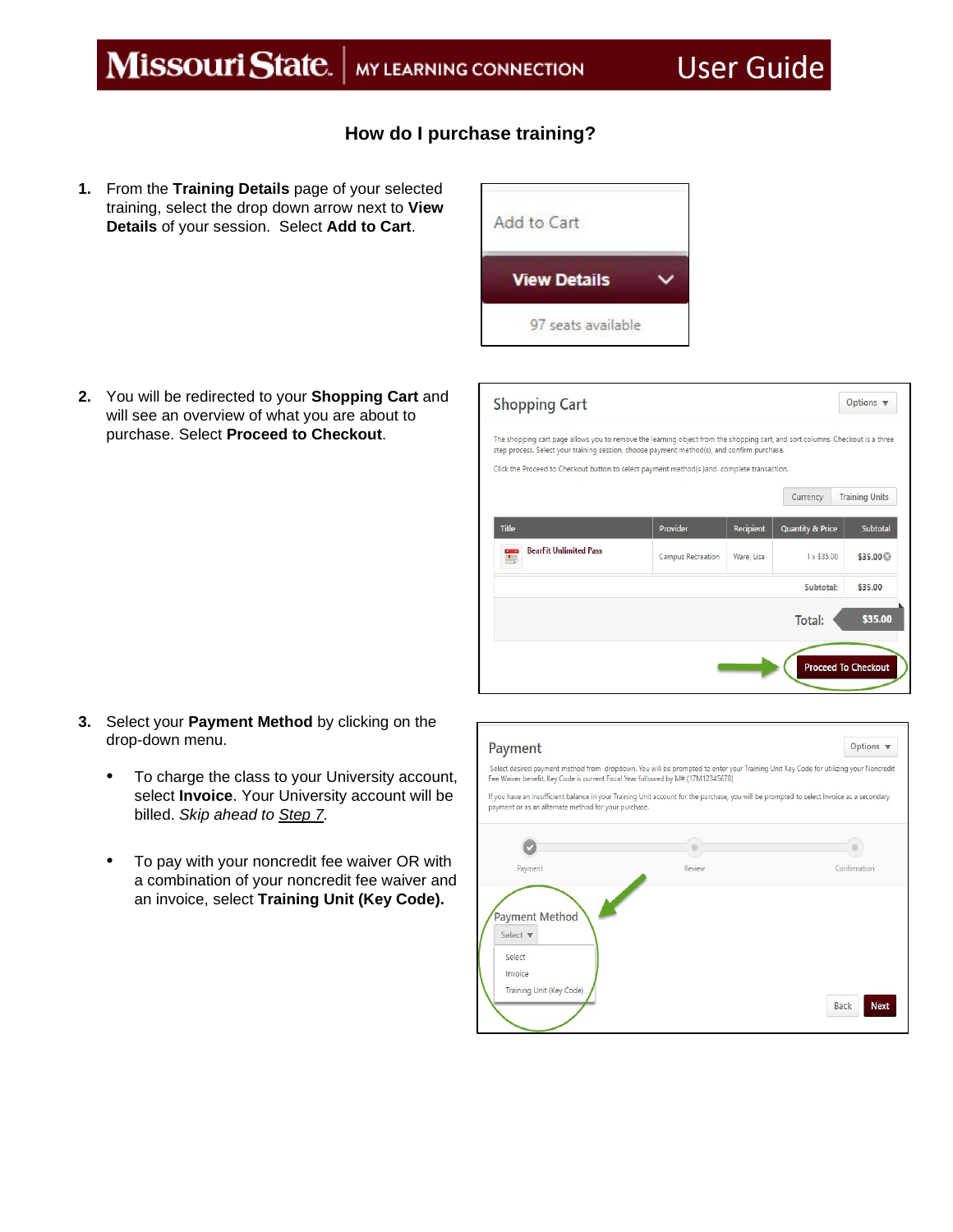# How do I purchase training?

1. From the **Training Details** page of your selected training, select the drop down arrow next to **View Details** of your session. Select **Add to Cart**.

2. You will be redirected to your **Shopping Cart** and will see an overview of what you are about to purchase. Select **Proceed to Checkout**.

3. Select your **Payment Method** by clicking on the drop-down menu.

   - To charge the class to your University account, select **Invoice**. Your University account will be billed. *Skip ahead to Step 7*.

   - To pay with your noncredit fee waiver OR with a combination of your noncredit fee waiver and an invoice, select **Training Unit (Key Code).**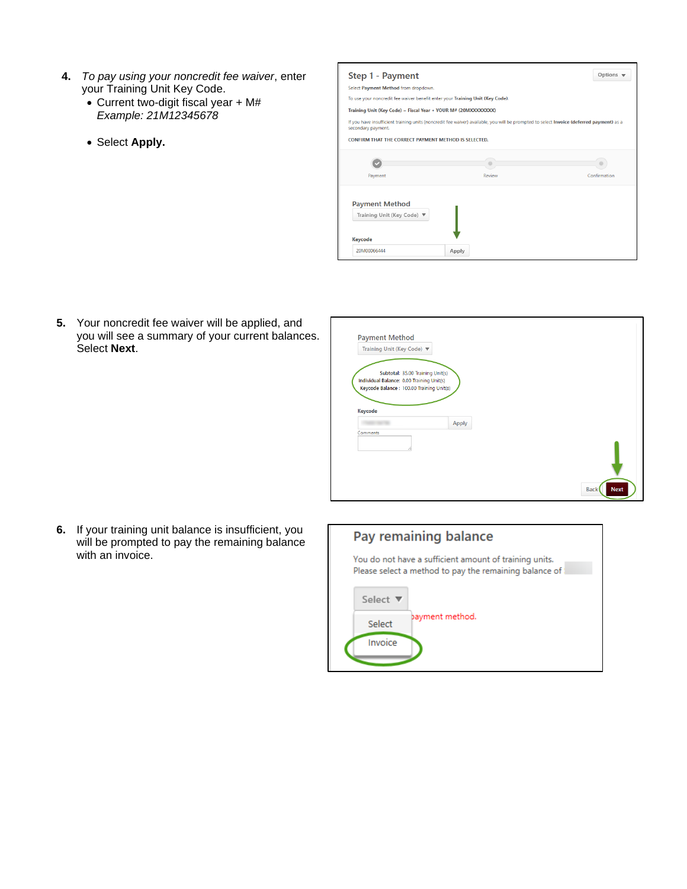4. *To pay using your noncredit fee waiver*, enter your Training Unit Key Code.
   - Current two-digit fiscal year + M#
     *Example: 21M12345678*
   - Select **Apply.**

5. Your noncredit fee waiver will be applied, and you will see a summary of your current balances. Select **Next**.

6. If your training unit balance is insufficient, you will be prompted to pay the remaining balance with an invoice.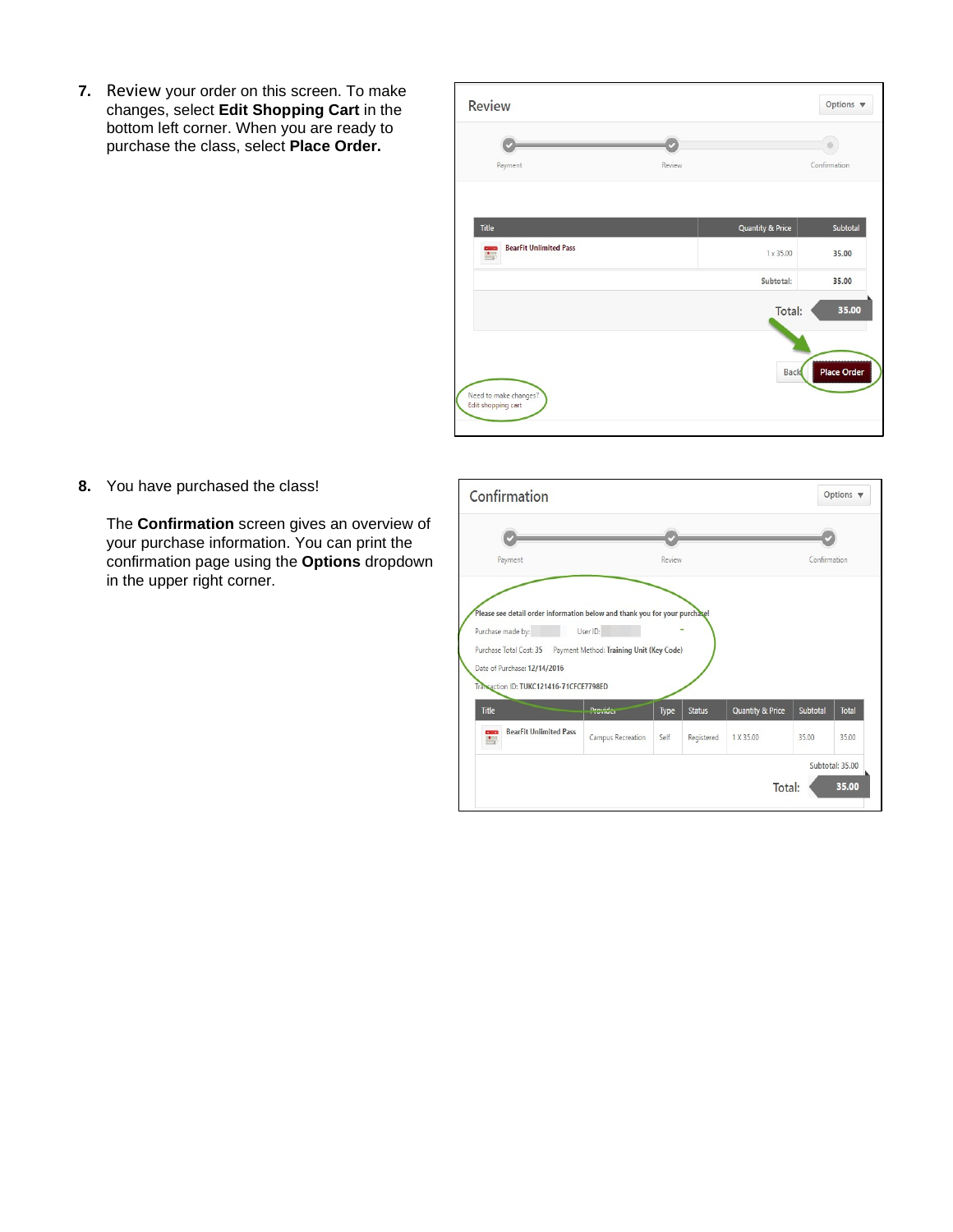7. Review your order on this screen. To make changes, select **Edit Shopping Cart** in the bottom left corner. When you are ready to purchase the class, select **Place Order.**

8. You have purchased the class!

   The **Confirmation** screen gives an overview of your purchase information. You can print the confirmation page using the **Options** dropdown in the upper right corner.